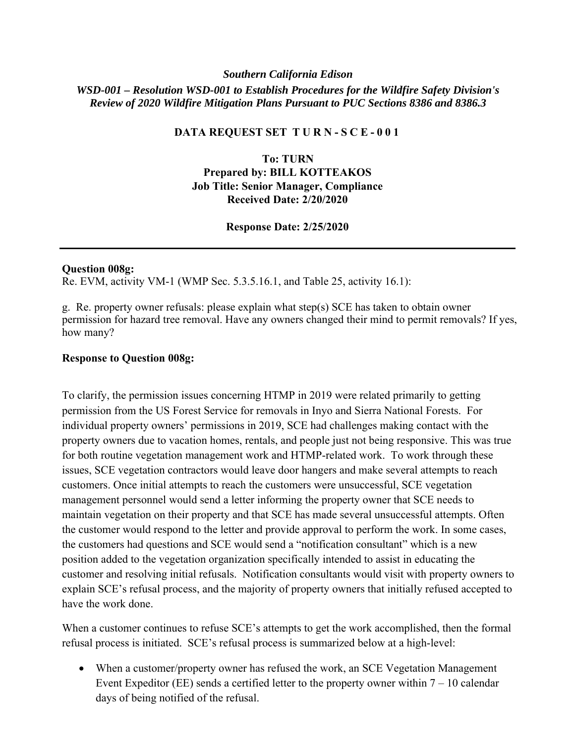***Southern California Edison***

***WSD-001 – Resolution WSD-001 to Establish Procedures for the Wildfire Safety Division's Review of 2020 Wildfire Mitigation Plans Pursuant to PUC Sections 8386 and 8386.3***

**DATA REQUEST SET T U R N - S C E - 0 0 1**

**To: TURN**
**Prepared by: BILL KOTTEAKOS**
**Job Title: Senior Manager, Compliance**
**Received Date: 2/20/2020**

**Response Date: 2/25/2020**

---

**Question 008g:**

Re. EVM, activity VM-1 (WMP Sec. 5.3.5.16.1, and Table 25, activity 16.1):

g. Re. property owner refusals: please explain what step(s) SCE has taken to obtain owner permission for hazard tree removal. Have any owners changed their mind to permit removals? If yes, how many?

**Response to Question 008g:**

To clarify, the permission issues concerning HTMP in 2019 were related primarily to getting permission from the US Forest Service for removals in Inyo and Sierra National Forests. For individual property owners' permissions in 2019, SCE had challenges making contact with the property owners due to vacation homes, rentals, and people just not being responsive. This was true for both routine vegetation management work and HTMP-related work. To work through these issues, SCE vegetation contractors would leave door hangers and make several attempts to reach customers. Once initial attempts to reach the customers were unsuccessful, SCE vegetation management personnel would send a letter informing the property owner that SCE needs to maintain vegetation on their property and that SCE has made several unsuccessful attempts. Often the customer would respond to the letter and provide approval to perform the work. In some cases, the customers had questions and SCE would send a "notification consultant" which is a new position added to the vegetation organization specifically intended to assist in educating the customer and resolving initial refusals. Notification consultants would visit with property owners to explain SCE's refusal process, and the majority of property owners that initially refused accepted to have the work done.

When a customer continues to refuse SCE's attempts to get the work accomplished, then the formal refusal process is initiated. SCE's refusal process is summarized below at a high-level:

- When a customer/property owner has refused the work, an SCE Vegetation Management Event Expeditor (EE) sends a certified letter to the property owner within 7 – 10 calendar days of being notified of the refusal.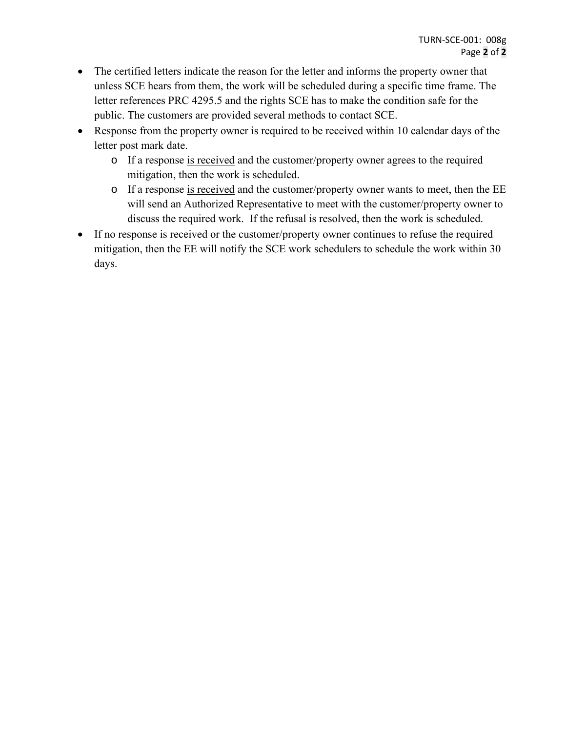- The certified letters indicate the reason for the letter and informs the property owner that unless SCE hears from them, the work will be scheduled during a specific time frame. The letter references PRC 4295.5 and the rights SCE has to make the condition safe for the public. The customers are provided several methods to contact SCE.
- Response from the property owner is required to be received within 10 calendar days of the letter post mark date.
  - If a response <u>is received</u> and the customer/property owner agrees to the required mitigation, then the work is scheduled.
  - If a response <u>is received</u> and the customer/property owner wants to meet, then the EE will send an Authorized Representative to meet with the customer/property owner to discuss the required work. If the refusal is resolved, then the work is scheduled.
- If no response is received or the customer/property owner continues to refuse the required mitigation, then the EE will notify the SCE work schedulers to schedule the work within 30 days.